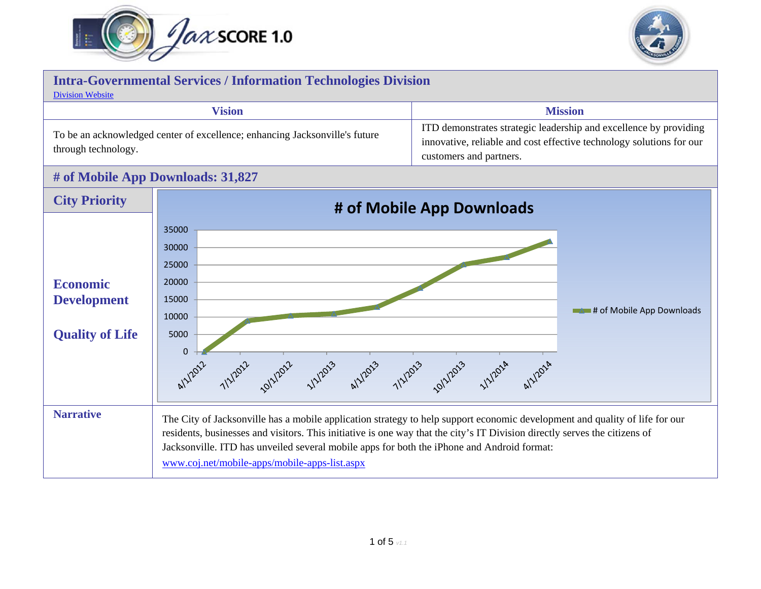# Intra-Governmental Services / Information Technologies Division

[Division Website](#)

| Vision | Mission |
| --- | --- |
| To be an acknowledged center of excellence; enhancing Jacksonville's future through technology. | ITD demonstrates strategic leadership and excellence by providing innovative, reliable and cost effective technology solutions for our customers and partners. |

## # of Mobile App Downloads: 31,827

### City Priority

**Economic Development**

**Quality of Life**

### Narrative

The City of Jacksonville has a mobile application strategy to help support economic development and quality of life for our residents, businesses and visitors. This initiative is one way that the city's IT Division directly serves the citizens of Jacksonville. ITD has unveiled several mobile apps for both the iPhone and Android format:

[www.coj.net/mobile-apps/mobile-apps-list.aspx](http://www.coj.net/mobile-apps/mobile-apps-list.aspx)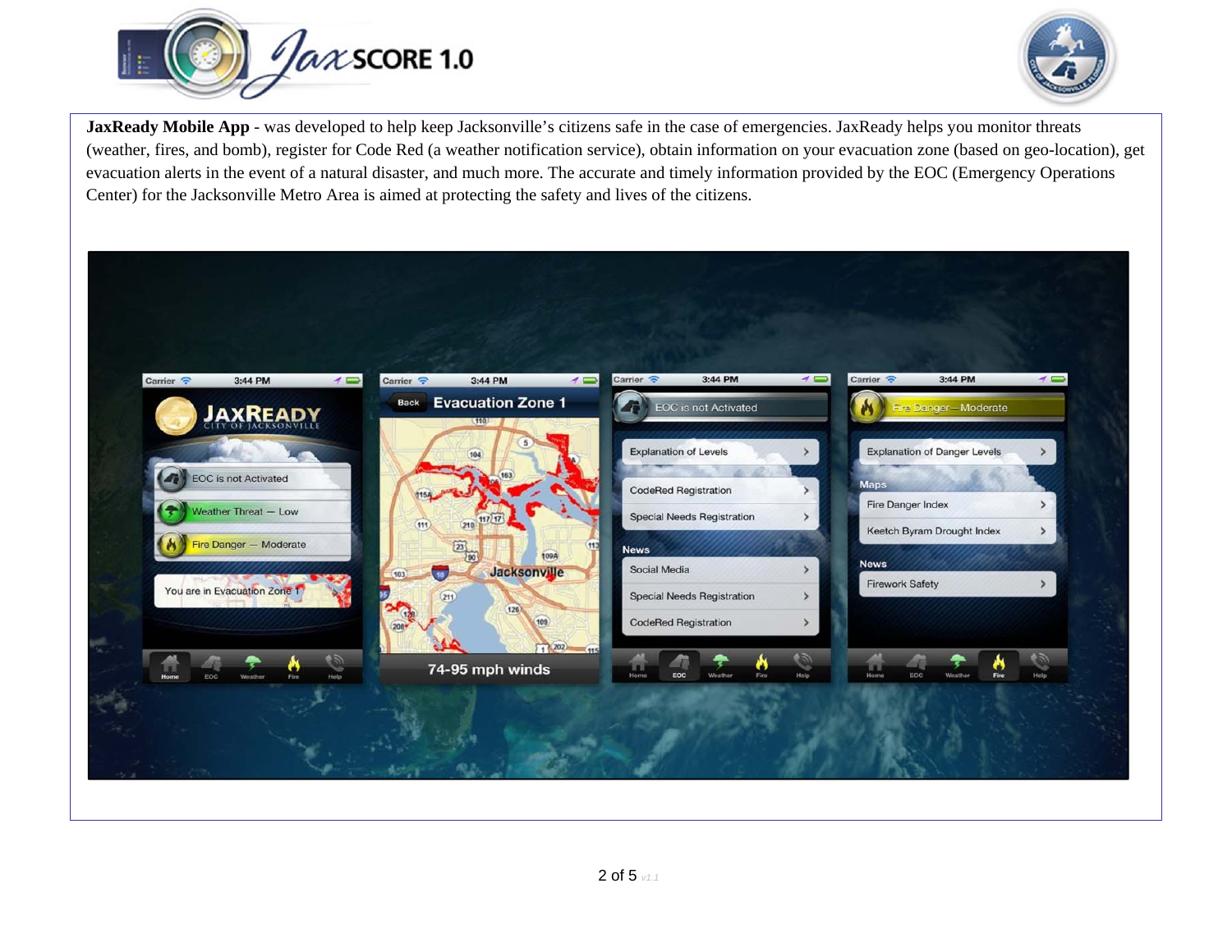**JaxReady Mobile App** - was developed to help keep Jacksonville's citizens safe in the case of emergencies. JaxReady helps you monitor threats (weather, fires, and bomb), register for Code Red (a weather notification service), obtain information on your evacuation zone (based on geo-location), get evacuation alerts in the event of a natural disaster, and much more. The accurate and timely information provided by the EOC (Emergency Operations Center) for the Jacksonville Metro Area is aimed at protecting the safety and lives of the citizens.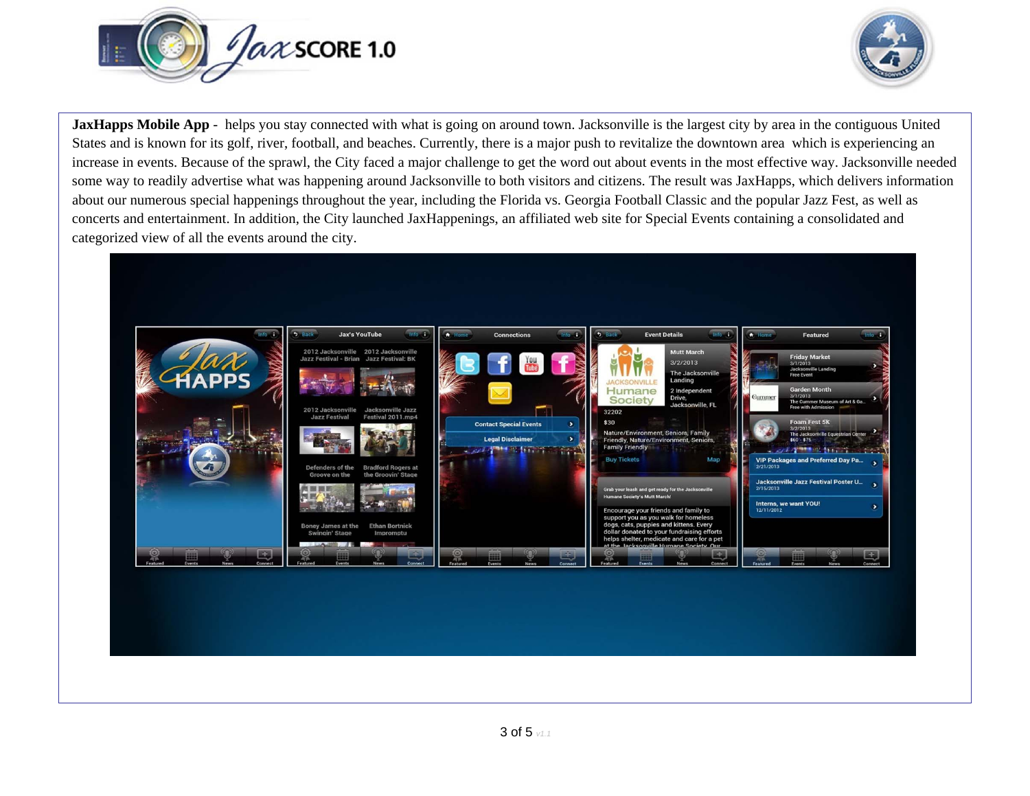**JaxHapps Mobile App** - helps you stay connected with what is going on around town. Jacksonville is the largest city by area in the contiguous United States and is known for its golf, river, football, and beaches. Currently, there is a major push to revitalize the downtown area which is experiencing an increase in events. Because of the sprawl, the City faced a major challenge to get the word out about events in the most effective way. Jacksonville needed some way to readily advertise what was happening around Jacksonville to both visitors and citizens. The result was JaxHapps, which delivers information about our numerous special happenings throughout the year, including the Florida vs. Georgia Football Classic and the popular Jazz Fest, as well as concerts and entertainment. In addition, the City launched JaxHappenings, an affiliated web site for Special Events containing a consolidated and categorized view of all the events around the city.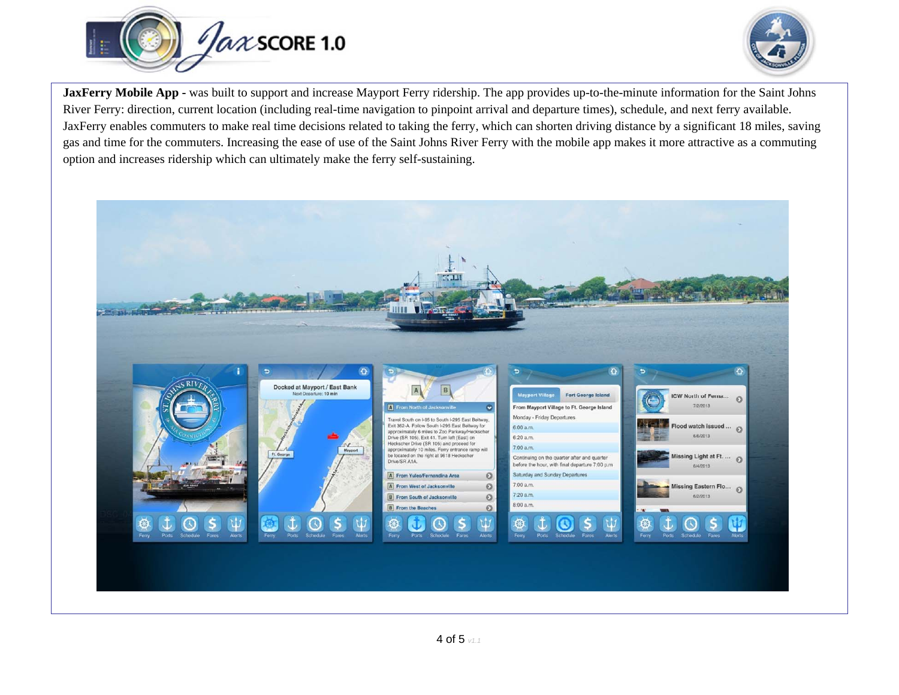**JaxFerry Mobile App -** was built to support and increase Mayport Ferry ridership. The app provides up-to-the-minute information for the Saint Johns River Ferry: direction, current location (including real-time navigation to pinpoint arrival and departure times), schedule, and next ferry available. JaxFerry enables commuters to make real time decisions related to taking the ferry, which can shorten driving distance by a significant 18 miles, saving gas and time for the commuters. Increasing the ease of use of the Saint Johns River Ferry with the mobile app makes it more attractive as a commuting option and increases ridership which can ultimately make the ferry self-sustaining.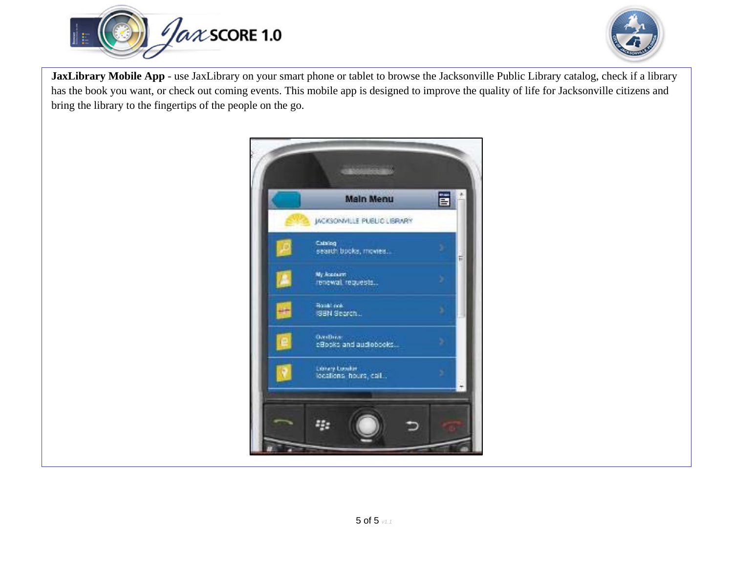**JaxLibrary Mobile App** - use JaxLibrary on your smart phone or tablet to browse the Jacksonville Public Library catalog, check if a library has the book you want, or check out coming events. This mobile app is designed to improve the quality of life for Jacksonville citizens and bring the library to the fingertips of the people on the go.